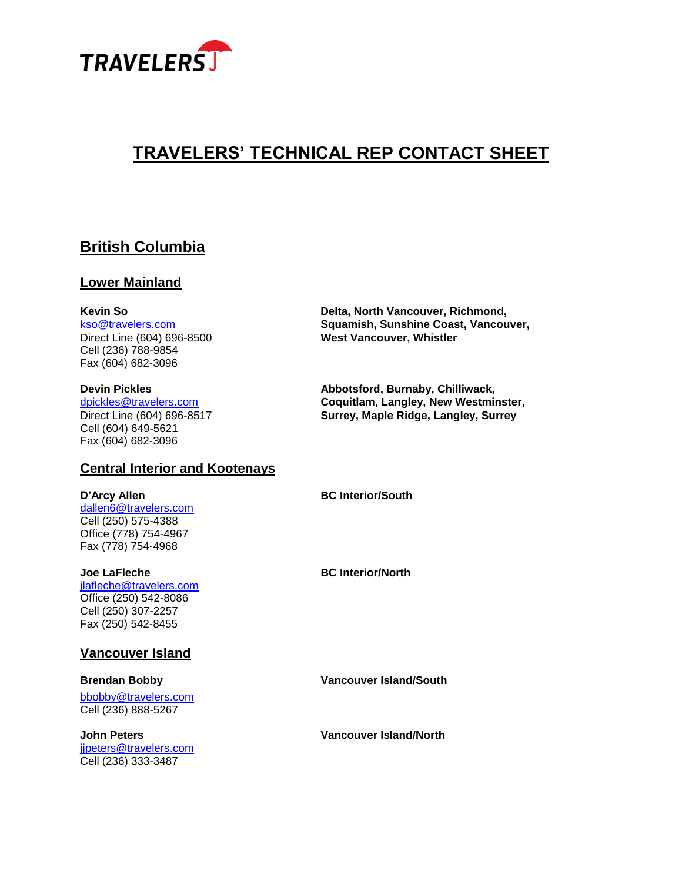TRAVELERS

# TRAVELERS' TECHNICAL REP CONTACT SHEET

## British Columbia

### Lower Mainland

**Kevin So**
kso@travelers.com
Direct Line (604) 696-8500
Cell (236) 788-9854
Fax (604) 682-3096

**Delta, North Vancouver, Richmond, Squamish, Sunshine Coast, Vancouver, West Vancouver, Whistler**

**Devin Pickles**
dpickles@travelers.com
Direct Line (604) 696-8517
Cell (604) 649-5621
Fax (604) 682-3096

**Abbotsford, Burnaby, Chilliwack, Coquitlam, Langley, New Westminster, Surrey, Maple Ridge, Langley, Surrey**

### Central Interior and Kootenays

**D'Arcy Allen**
dallen6@travelers.com
Cell (250) 575-4388
Office (778) 754-4967
Fax (778) 754-4968

**BC Interior/South**

**Joe LaFleche**
jlafleche@travelers.com
Office (250) 542-8086
Cell (250) 307-2257
Fax (250) 542-8455

**BC Interior/North**

### Vancouver Island

**Brendan Bobby**
bbobby@travelers.com
Cell (236) 888-5267

**Vancouver Island/South**

**John Peters**
jjpeters@travelers.com
Cell (236) 333-3487

**Vancouver Island/North**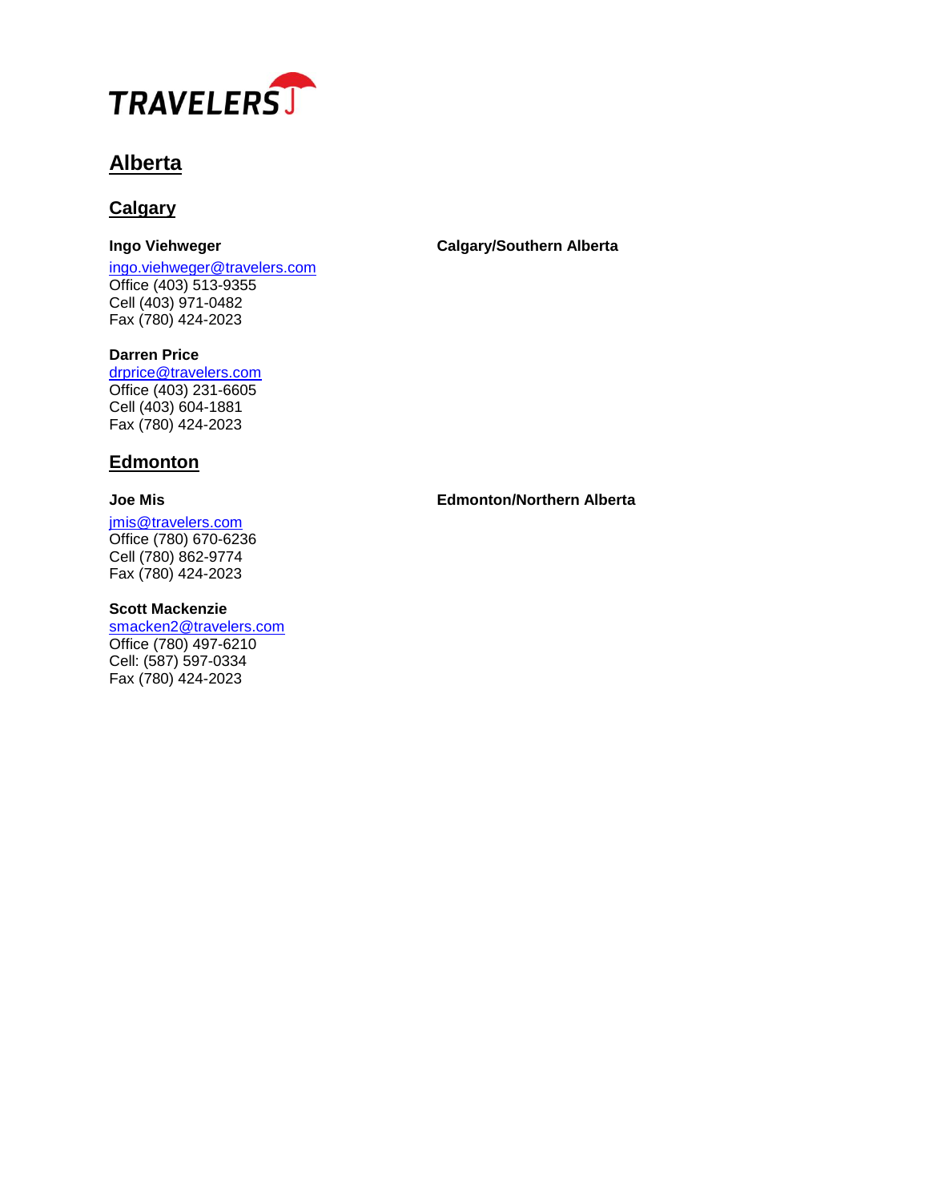TRAVELERS

# Alberta

## Calgary

**Ingo Viehweger** — **Calgary/Southern Alberta**

ingo.viehweger@travelers.com
Office (403) 513-9355
Cell (403) 971-0482
Fax (780) 424-2023

**Darren Price**

drprice@travelers.com
Office (403) 231-6605
Cell (403) 604-1881
Fax (780) 424-2023

## Edmonton

**Joe Mis** — **Edmonton/Northern Alberta**

jmis@travelers.com
Office (780) 670-6236
Cell (780) 862-9774
Fax (780) 424-2023

**Scott Mackenzie**

smacken2@travelers.com
Office (780) 497-6210
Cell: (587) 597-0334
Fax (780) 424-2023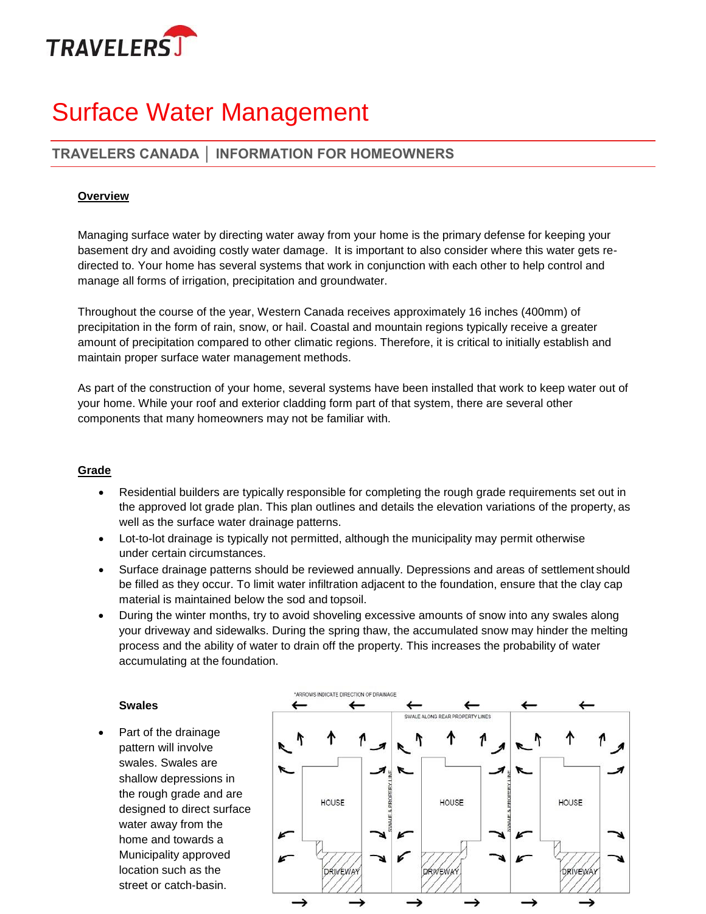# Surface Water Management

## TRAVELERS CANADA | INFORMATION FOR HOMEOWNERS

**Overview**

Managing surface water by directing water away from your home is the primary defense for keeping your basement dry and avoiding costly water damage. It is important to also consider where this water gets re-directed to. Your home has several systems that work in conjunction with each other to help control and manage all forms of irrigation, precipitation and groundwater.

Throughout the course of the year, Western Canada receives approximately 16 inches (400mm) of precipitation in the form of rain, snow, or hail. Coastal and mountain regions typically receive a greater amount of precipitation compared to other climatic regions. Therefore, it is critical to initially establish and maintain proper surface water management methods.

As part of the construction of your home, several systems have been installed that work to keep water out of your home. While your roof and exterior cladding form part of that system, there are several other components that many homeowners may not be familiar with.

**Grade**

- Residential builders are typically responsible for completing the rough grade requirements set out in the approved lot grade plan. This plan outlines and details the elevation variations of the property, as well as the surface water drainage patterns.
- Lot-to-lot drainage is typically not permitted, although the municipality may permit otherwise under certain circumstances.
- Surface drainage patterns should be reviewed annually. Depressions and areas of settlement should be filled as they occur. To limit water infiltration adjacent to the foundation, ensure that the clay cap material is maintained below the sod and topsoil.
- During the winter months, try to avoid shoveling excessive amounts of snow into any swales along your driveway and sidewalks. During the spring thaw, the accumulated snow may hinder the melting process and the ability of water to drain off the property. This increases the probability of water accumulating at the foundation.

**Swales**

- Part of the drainage pattern will involve swales. Swales are shallow depressions in the rough grade and are designed to direct surface water away from the home and towards a Municipality approved location such as the street or catch-basin.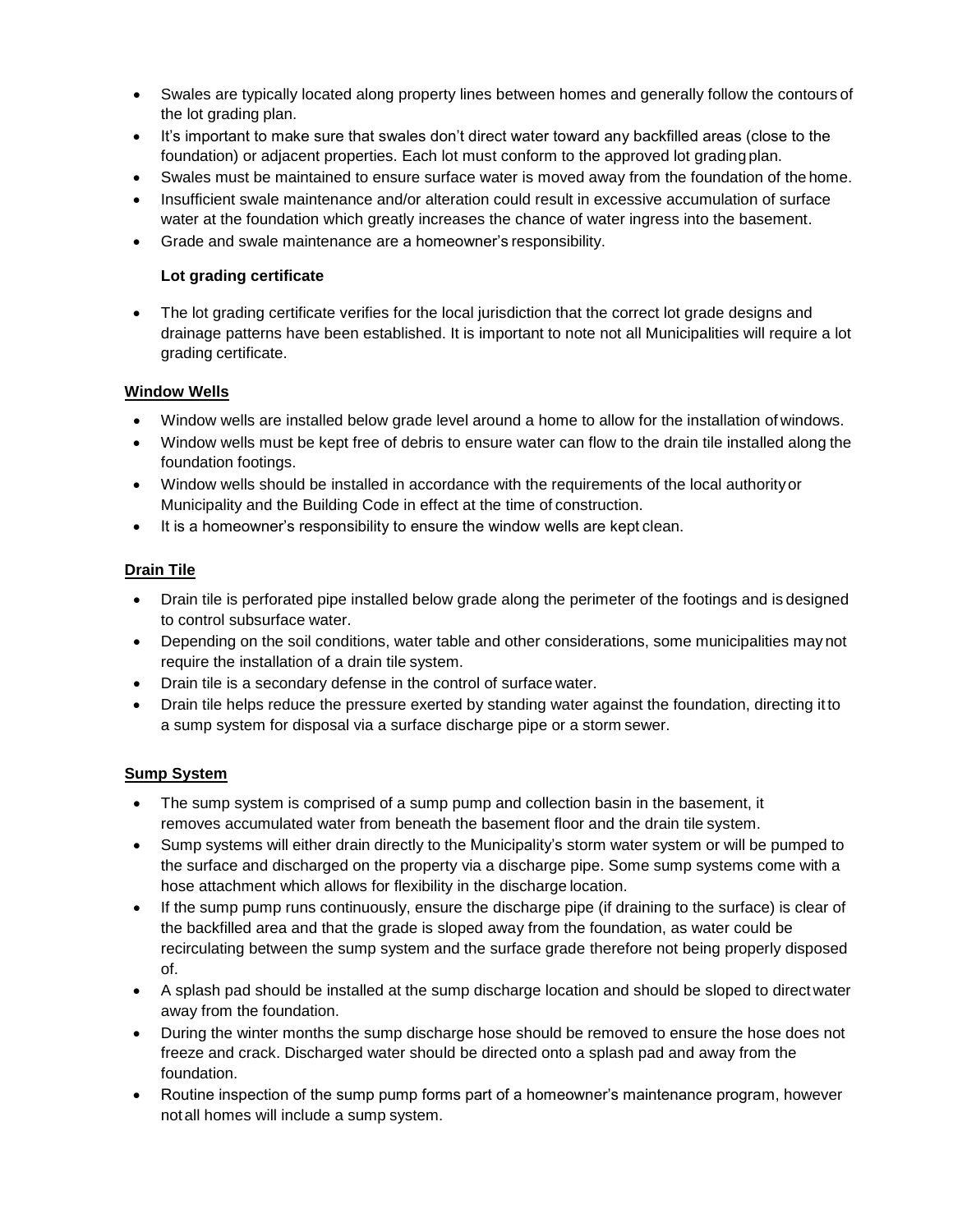- Swales are typically located along property lines between homes and generally follow the contours of the lot grading plan.
- It's important to make sure that swales don't direct water toward any backfilled areas (close to the foundation) or adjacent properties. Each lot must conform to the approved lot grading plan.
- Swales must be maintained to ensure surface water is moved away from the foundation of the home.
- Insufficient swale maintenance and/or alteration could result in excessive accumulation of surface water at the foundation which greatly increases the chance of water ingress into the basement.
- Grade and swale maintenance are a homeowner's responsibility.

**Lot grading certificate**

- The lot grading certificate verifies for the local jurisdiction that the correct lot grade designs and drainage patterns have been established. It is important to note not all Municipalities will require a lot grading certificate.

## Window Wells

- Window wells are installed below grade level around a home to allow for the installation of windows.
- Window wells must be kept free of debris to ensure water can flow to the drain tile installed along the foundation footings.
- Window wells should be installed in accordance with the requirements of the local authority or Municipality and the Building Code in effect at the time of construction.
- It is a homeowner's responsibility to ensure the window wells are kept clean.

## Drain Tile

- Drain tile is perforated pipe installed below grade along the perimeter of the footings and is designed to control subsurface water.
- Depending on the soil conditions, water table and other considerations, some municipalities may not require the installation of a drain tile system.
- Drain tile is a secondary defense in the control of surface water.
- Drain tile helps reduce the pressure exerted by standing water against the foundation, directing it to a sump system for disposal via a surface discharge pipe or a storm sewer.

## Sump System

- The sump system is comprised of a sump pump and collection basin in the basement, it removes accumulated water from beneath the basement floor and the drain tile system.
- Sump systems will either drain directly to the Municipality's storm water system or will be pumped to the surface and discharged on the property via a discharge pipe. Some sump systems come with a hose attachment which allows for flexibility in the discharge location.
- If the sump pump runs continuously, ensure the discharge pipe (if draining to the surface) is clear of the backfilled area and that the grade is sloped away from the foundation, as water could be recirculating between the sump system and the surface grade therefore not being properly disposed of.
- A splash pad should be installed at the sump discharge location and should be sloped to direct water away from the foundation.
- During the winter months the sump discharge hose should be removed to ensure the hose does not freeze and crack. Discharged water should be directed onto a splash pad and away from the foundation.
- Routine inspection of the sump pump forms part of a homeowner's maintenance program, however not all homes will include a sump system.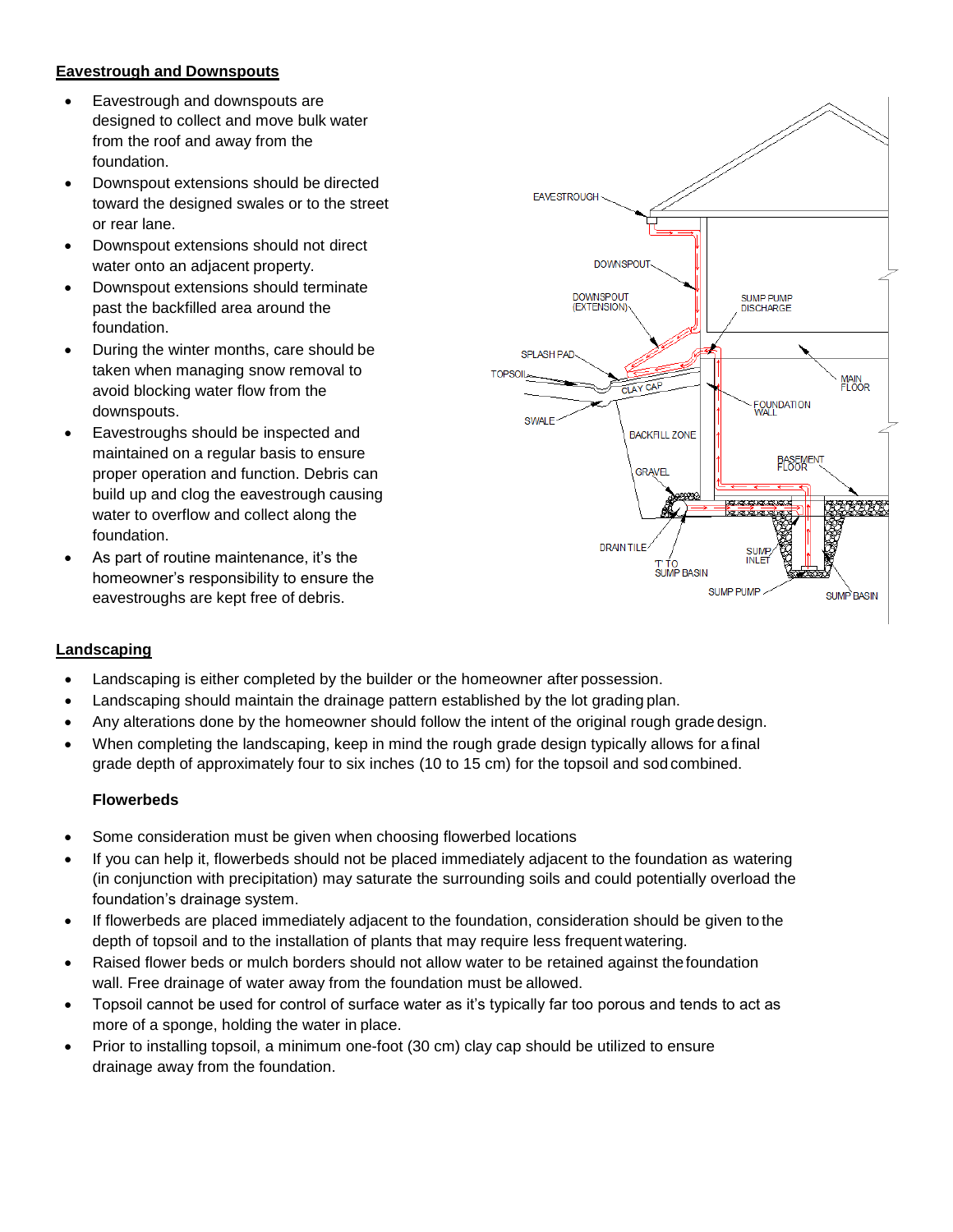## Eavestrough and Downspouts

- Eavestrough and downspouts are designed to collect and move bulk water from the roof and away from the foundation.
- Downspout extensions should be directed toward the designed swales or to the street or rear lane.
- Downspout extensions should not direct water onto an adjacent property.
- Downspout extensions should terminate past the backfilled area around the foundation.
- During the winter months, care should be taken when managing snow removal to avoid blocking water flow from the downspouts.
- Eavestroughs should be inspected and maintained on a regular basis to ensure proper operation and function. Debris can build up and clog the eavestrough causing water to overflow and collect along the foundation.
- As part of routine maintenance, it's the homeowner's responsibility to ensure the eavestroughs are kept free of debris.

## Landscaping

- Landscaping is either completed by the builder or the homeowner after possession.
- Landscaping should maintain the drainage pattern established by the lot grading plan.
- Any alterations done by the homeowner should follow the intent of the original rough grade design.
- When completing the landscaping, keep in mind the rough grade design typically allows for a final grade depth of approximately four to six inches (10 to 15 cm) for the topsoil and sod combined.

### Flowerbeds

- Some consideration must be given when choosing flowerbed locations
- If you can help it, flowerbeds should not be placed immediately adjacent to the foundation as watering (in conjunction with precipitation) may saturate the surrounding soils and could potentially overload the foundation's drainage system.
- If flowerbeds are placed immediately adjacent to the foundation, consideration should be given to the depth of topsoil and to the installation of plants that may require less frequent watering.
- Raised flower beds or mulch borders should not allow water to be retained against the foundation wall. Free drainage of water away from the foundation must be allowed.
- Topsoil cannot be used for control of surface water as it's typically far too porous and tends to act as more of a sponge, holding the water in place.
- Prior to installing topsoil, a minimum one-foot (30 cm) clay cap should be utilized to ensure drainage away from the foundation.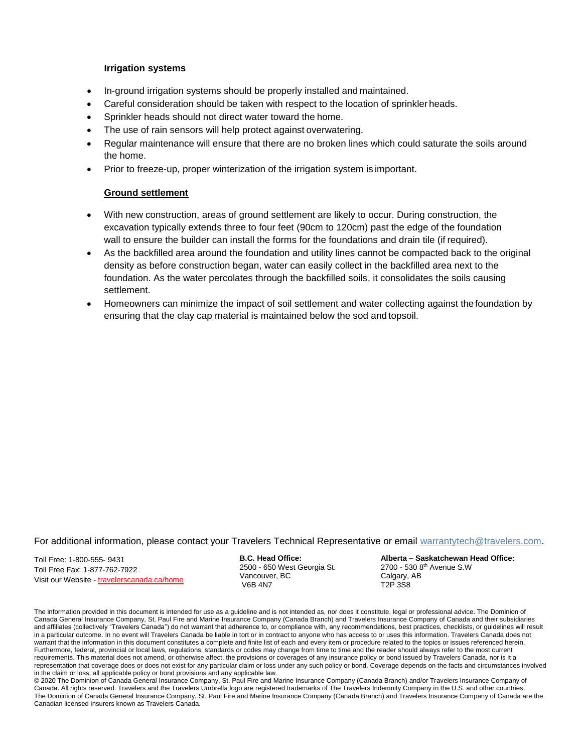### Irrigation systems

- In-ground irrigation systems should be properly installed and maintained.
- Careful consideration should be taken with respect to the location of sprinkler heads.
- Sprinkler heads should not direct water toward the home.
- The use of rain sensors will help protect against overwatering.
- Regular maintenance will ensure that there are no broken lines which could saturate the soils around the home.
- Prior to freeze-up, proper winterization of the irrigation system is important.

### Ground settlement

- With new construction, areas of ground settlement are likely to occur. During construction, the excavation typically extends three to four feet (90cm to 120cm) past the edge of the foundation wall to ensure the builder can install the forms for the foundations and drain tile (if required).
- As the backfilled area around the foundation and utility lines cannot be compacted back to the original density as before construction began, water can easily collect in the backfilled area next to the foundation. As the water percolates through the backfilled soils, it consolidates the soils causing settlement.
- Homeowners can minimize the impact of soil settlement and water collecting against the foundation by ensuring that the clay cap material is maintained below the sod and topsoil.

For additional information, please contact your Travelers Technical Representative or email warrantytech@travelers.com.

Toll Free: 1-800-555- 9431
Toll Free Fax: 1-877-762-7922
Visit our Website - travelerscanada.ca/home

**B.C. Head Office:**
2500 - 650 West Georgia St.
Vancouver, BC
V6B 4N7

**Alberta – Saskatchewan Head Office:**
2700 - 530 8th Avenue S.W
Calgary, AB
T2P 3S8

The information provided in this document is intended for use as a guideline and is not intended as, nor does it constitute, legal or professional advice. The Dominion of Canada General Insurance Company, St. Paul Fire and Marine Insurance Company (Canada Branch) and Travelers Insurance Company of Canada and their subsidiaries and affiliates (collectively "Travelers Canada") do not warrant that adherence to, or compliance with, any recommendations, best practices, checklists, or guidelines will result in a particular outcome. In no event will Travelers Canada be liable in tort or in contract to anyone who has access to or uses this information. Travelers Canada does not warrant that the information in this document constitutes a complete and finite list of each and every item or procedure related to the topics or issues referenced herein. Furthermore, federal, provincial or local laws, regulations, standards or codes may change from time to time and the reader should always refer to the most current requirements. This material does not amend, or otherwise affect, the provisions or coverages of any insurance policy or bond issued by Travelers Canada, nor is it a representation that coverage does or does not exist for any particular claim or loss under any such policy or bond. Coverage depends on the facts and circumstances involved in the claim or loss, all applicable policy or bond provisions and any applicable law.
© 2020 The Dominion of Canada General Insurance Company, St. Paul Fire and Marine Insurance Company (Canada Branch) and/or Travelers Insurance Company of Canada. All rights reserved. Travelers and the Travelers Umbrella logo are registered trademarks of The Travelers Indemnity Company in the U.S. and other countries. The Dominion of Canada General Insurance Company, St. Paul Fire and Marine Insurance Company (Canada Branch) and Travelers Insurance Company of Canada are the Canadian licensed insurers known as Travelers Canada.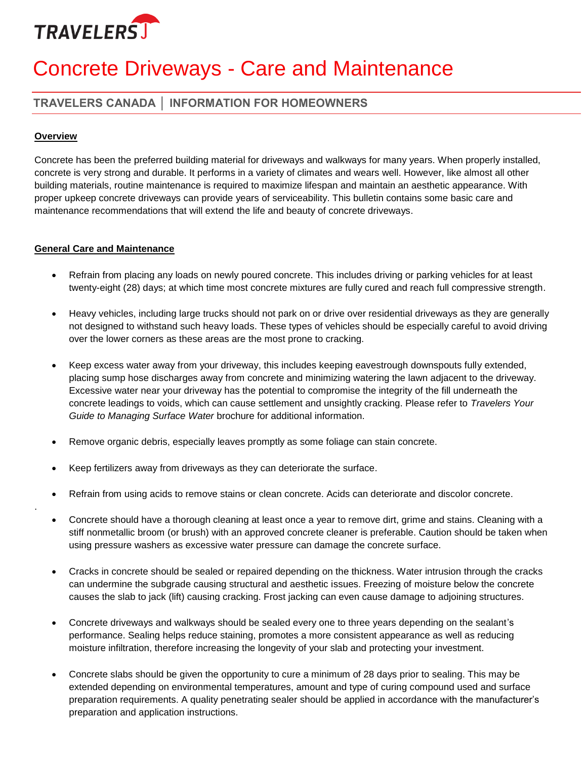TRAVELERS

# Concrete Driveways - Care and Maintenance

## TRAVELERS CANADA | INFORMATION FOR HOMEOWNERS

### Overview

Concrete has been the preferred building material for driveways and walkways for many years. When properly installed, concrete is very strong and durable. It performs in a variety of climates and wears well. However, like almost all other building materials, routine maintenance is required to maximize lifespan and maintain an aesthetic appearance. With proper upkeep concrete driveways can provide years of serviceability. This bulletin contains some basic care and maintenance recommendations that will extend the life and beauty of concrete driveways.

### General Care and Maintenance

- Refrain from placing any loads on newly poured concrete. This includes driving or parking vehicles for at least twenty-eight (28) days; at which time most concrete mixtures are fully cured and reach full compressive strength.
- Heavy vehicles, including large trucks should not park on or drive over residential driveways as they are generally not designed to withstand such heavy loads. These types of vehicles should be especially careful to avoid driving over the lower corners as these areas are the most prone to cracking.
- Keep excess water away from your driveway, this includes keeping eavestrough downspouts fully extended, placing sump hose discharges away from concrete and minimizing watering the lawn adjacent to the driveway. Excessive water near your driveway has the potential to compromise the integrity of the fill underneath the concrete leadings to voids, which can cause settlement and unsightly cracking. Please refer to *Travelers Your Guide to Managing Surface Water* brochure for additional information.
- Remove organic debris, especially leaves promptly as some foliage can stain concrete.
- Keep fertilizers away from driveways as they can deteriorate the surface.
- Refrain from using acids to remove stains or clean concrete. Acids can deteriorate and discolor concrete.
- Concrete should have a thorough cleaning at least once a year to remove dirt, grime and stains. Cleaning with a stiff nonmetallic broom (or brush) with an approved concrete cleaner is preferable. Caution should be taken when using pressure washers as excessive water pressure can damage the concrete surface.
- Cracks in concrete should be sealed or repaired depending on the thickness. Water intrusion through the cracks can undermine the subgrade causing structural and aesthetic issues. Freezing of moisture below the concrete causes the slab to jack (lift) causing cracking. Frost jacking can even cause damage to adjoining structures.
- Concrete driveways and walkways should be sealed every one to three years depending on the sealant's performance. Sealing helps reduce staining, promotes a more consistent appearance as well as reducing moisture infiltration, therefore increasing the longevity of your slab and protecting your investment.
- Concrete slabs should be given the opportunity to cure a minimum of 28 days prior to sealing. This may be extended depending on environmental temperatures, amount and type of curing compound used and surface preparation requirements. A quality penetrating sealer should be applied in accordance with the manufacturer's preparation and application instructions.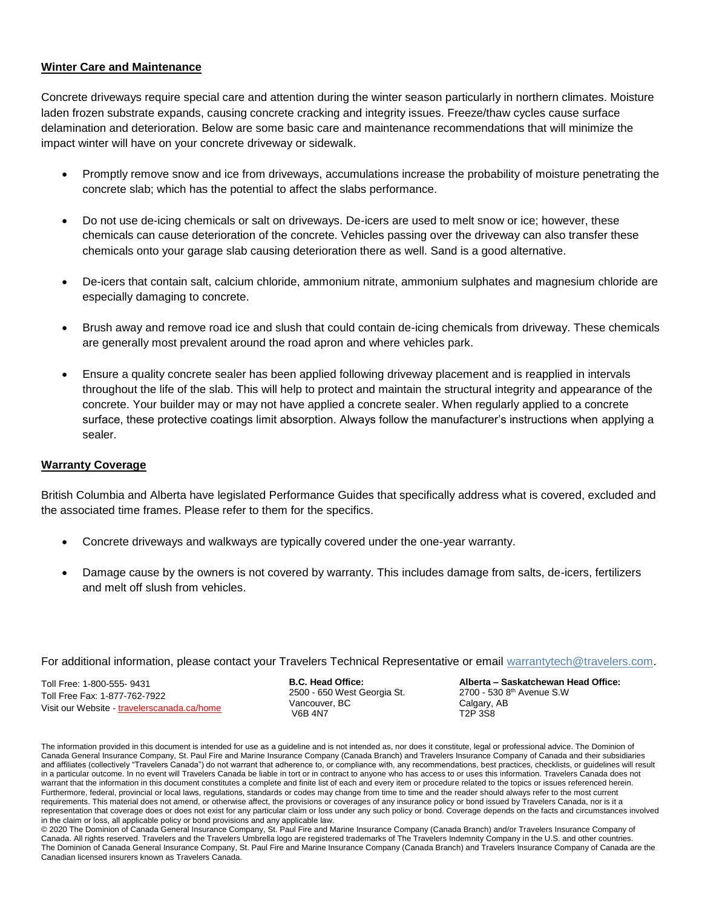## Winter Care and Maintenance

Concrete driveways require special care and attention during the winter season particularly in northern climates. Moisture laden frozen substrate expands, causing concrete cracking and integrity issues. Freeze/thaw cycles cause surface delamination and deterioration. Below are some basic care and maintenance recommendations that will minimize the impact winter will have on your concrete driveway or sidewalk.

- Promptly remove snow and ice from driveways, accumulations increase the probability of moisture penetrating the concrete slab; which has the potential to affect the slabs performance.
- Do not use de-icing chemicals or salt on driveways. De-icers are used to melt snow or ice; however, these chemicals can cause deterioration of the concrete. Vehicles passing over the driveway can also transfer these chemicals onto your garage slab causing deterioration there as well. Sand is a good alternative.
- De-icers that contain salt, calcium chloride, ammonium nitrate, ammonium sulphates and magnesium chloride are especially damaging to concrete.
- Brush away and remove road ice and slush that could contain de-icing chemicals from driveway. These chemicals are generally most prevalent around the road apron and where vehicles park.
- Ensure a quality concrete sealer has been applied following driveway placement and is reapplied in intervals throughout the life of the slab. This will help to protect and maintain the structural integrity and appearance of the concrete. Your builder may or may not have applied a concrete sealer. When regularly applied to a concrete surface, these protective coatings limit absorption. Always follow the manufacturer's instructions when applying a sealer.

## Warranty Coverage

British Columbia and Alberta have legislated Performance Guides that specifically address what is covered, excluded and the associated time frames. Please refer to them for the specifics.

- Concrete driveways and walkways are typically covered under the one-year warranty.
- Damage cause by the owners is not covered by warranty. This includes damage from salts, de-icers, fertilizers and melt off slush from vehicles.

For additional information, please contact your Travelers Technical Representative or email warrantytech@travelers.com.

Toll Free: 1-800-555- 9431
Toll Free Fax: 1-877-762-7922
Visit our Website - travelerscanada.ca/home

**B.C. Head Office:**
2500 - 650 West Georgia St.
Vancouver, BC
V6B 4N7

**Alberta – Saskatchewan Head Office:**
2700 - 530 8th Avenue S.W
Calgary, AB
T2P 3S8

The information provided in this document is intended for use as a guideline and is not intended as, nor does it constitute, legal or professional advice. The Dominion of Canada General Insurance Company, St. Paul Fire and Marine Insurance Company (Canada Branch) and Travelers Insurance Company of Canada and their subsidiaries and affiliates (collectively "Travelers Canada") do not warrant that adherence to, or compliance with, any recommendations, best practices, checklists, or guidelines will result in a particular outcome. In no event will Travelers Canada be liable in tort or in contract to anyone who has access to or uses this information. Travelers Canada does not warrant that the information in this document constitutes a complete and finite list of each and every item or procedure related to the topics or issues referenced herein. Furthermore, federal, provincial or local laws, regulations, standards or codes may change from time to time and the reader should always refer to the most current requirements. This material does not amend, or otherwise affect, the provisions or coverages of any insurance policy or bond issued by Travelers Canada, nor is it a representation that coverage does or does not exist for any particular claim or loss under any such policy or bond. Coverage depends on the facts and circumstances involved in the claim or loss, all applicable policy or bond provisions and any applicable law.
© 2020 The Dominion of Canada General Insurance Company, St. Paul Fire and Marine Insurance Company (Canada Branch) and/or Travelers Insurance Company of Canada. All rights reserved. Travelers and the Travelers Umbrella logo are registered trademarks of The Travelers Indemnity Company in the U.S. and other countries. The Dominion of Canada General Insurance Company, St. Paul Fire and Marine Insurance Company (Canada Branch) and Travelers Insurance Company of Canada are the Canadian licensed insurers known as Travelers Canada.